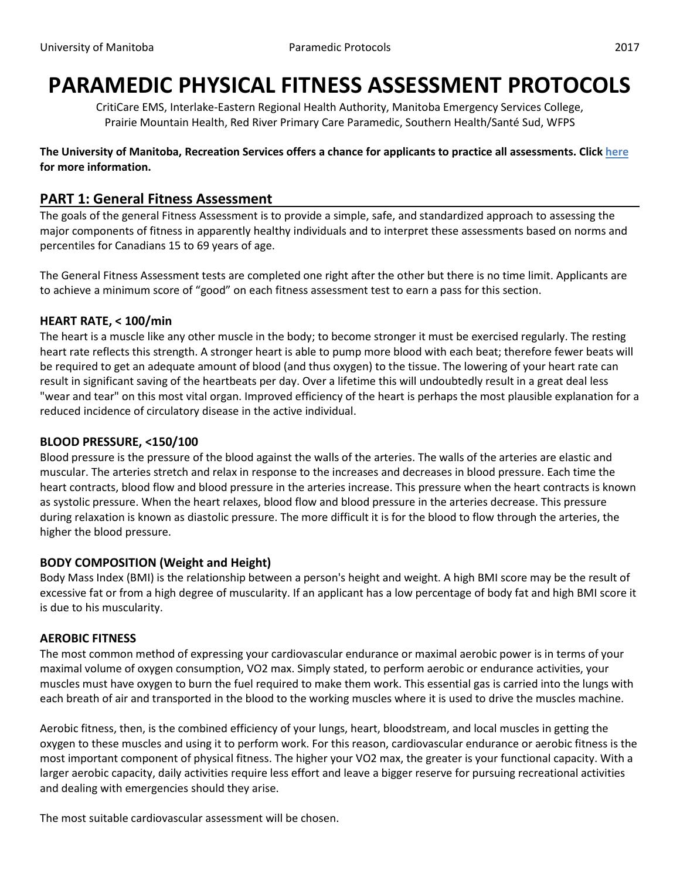# PARAMEDIC PHYSICAL FITNESS ASSESSMENT PROTOCOLS

CritiCare EMS, Interlake-Eastern Regional Health Authority, Manitoba Emergency Services College, Prairie Mountain Health, Red River Primary Care Paramedic, Southern Health/Santé Sud, WFPS

**The University of Manitoba, Recreation Services offers a chance for applicants to practice all assessments. Click here for more information.**

## PART 1: General Fitness Assessment

The goals of the general Fitness Assessment is to provide a simple, safe, and standardized approach to assessing the major components of fitness in apparently healthy individuals and to interpret these assessments based on norms and percentiles for Canadians 15 to 69 years of age.

The General Fitness Assessment tests are completed one right after the other but there is no time limit. Applicants are to achieve a minimum score of "good" on each fitness assessment test to earn a pass for this section.

### HEART RATE, < 100/min

The heart is a muscle like any other muscle in the body; to become stronger it must be exercised regularly. The resting heart rate reflects this strength. A stronger heart is able to pump more blood with each beat; therefore fewer beats will be required to get an adequate amount of blood (and thus oxygen) to the tissue. The lowering of your heart rate can result in significant saving of the heartbeats per day. Over a lifetime this will undoubtedly result in a great deal less "wear and tear" on this most vital organ. Improved efficiency of the heart is perhaps the most plausible explanation for a reduced incidence of circulatory disease in the active individual.

### BLOOD PRESSURE, <150/100

Blood pressure is the pressure of the blood against the walls of the arteries. The walls of the arteries are elastic and muscular. The arteries stretch and relax in response to the increases and decreases in blood pressure. Each time the heart contracts, blood flow and blood pressure in the arteries increase. This pressure when the heart contracts is known as systolic pressure. When the heart relaxes, blood flow and blood pressure in the arteries decrease. This pressure during relaxation is known as diastolic pressure. The more difficult it is for the blood to flow through the arteries, the higher the blood pressure.

### BODY COMPOSITION (Weight and Height)

Body Mass Index (BMI) is the relationship between a person's height and weight. A high BMI score may be the result of excessive fat or from a high degree of muscularity. If an applicant has a low percentage of body fat and high BMI score it is due to his muscularity.

### AEROBIC FITNESS

The most common method of expressing your cardiovascular endurance or maximal aerobic power is in terms of your maximal volume of oxygen consumption, $VO_2$ max. Simply stated, to perform aerobic or endurance activities, your muscles must have oxygen to burn the fuel required to make them work. This essential gas is carried into the lungs with each breath of air and transported in the blood to the working muscles where it is used to drive the muscles machine.

Aerobic fitness, then, is the combined efficiency of your lungs, heart, bloodstream, and local muscles in getting the oxygen to these muscles and using it to perform work. For this reason, cardiovascular endurance or aerobic fitness is the most important component of physical fitness. The higher your $VO_2$ max, the greater is your functional capacity. With a larger aerobic capacity, daily activities require less effort and leave a bigger reserve for pursuing recreational activities and dealing with emergencies should they arise.

The most suitable cardiovascular assessment will be chosen.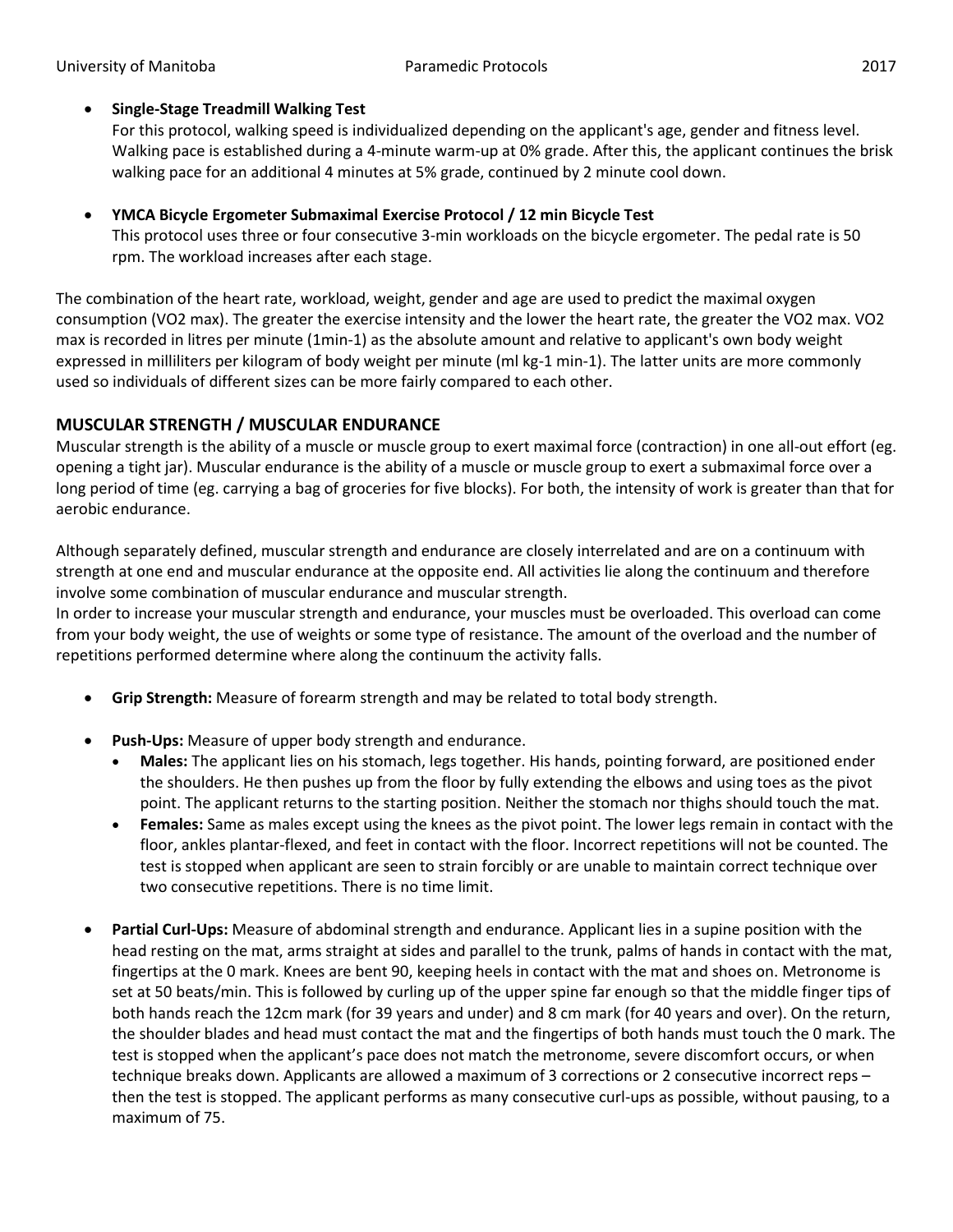- **Single-Stage Treadmill Walking Test**
  For this protocol, walking speed is individualized depending on the applicant's age, gender and fitness level. Walking pace is established during a 4-minute warm-up at 0% grade. After this, the applicant continues the brisk walking pace for an additional 4 minutes at 5% grade, continued by 2 minute cool down.

- **YMCA Bicycle Ergometer Submaximal Exercise Protocol / 12 min Bicycle Test**
  This protocol uses three or four consecutive 3-min workloads on the bicycle ergometer. The pedal rate is 50 rpm. The workload increases after each stage.

The combination of the heart rate, workload, weight, gender and age are used to predict the maximal oxygen consumption (VO2 max). The greater the exercise intensity and the lower the heart rate, the greater the VO2 max. VO2 max is recorded in litres per minute (1min-1) as the absolute amount and relative to applicant's own body weight expressed in milliliters per kilogram of body weight per minute (ml kg-1 min-1). The latter units are more commonly used so individuals of different sizes can be more fairly compared to each other.

## MUSCULAR STRENGTH / MUSCULAR ENDURANCE

Muscular strength is the ability of a muscle or muscle group to exert maximal force (contraction) in one all-out effort (eg. opening a tight jar). Muscular endurance is the ability of a muscle or muscle group to exert a submaximal force over a long period of time (eg. carrying a bag of groceries for five blocks). For both, the intensity of work is greater than that for aerobic endurance.

Although separately defined, muscular strength and endurance are closely interrelated and are on a continuum with strength at one end and muscular endurance at the opposite end. All activities lie along the continuum and therefore involve some combination of muscular endurance and muscular strength.
In order to increase your muscular strength and endurance, your muscles must be overloaded. This overload can come from your body weight, the use of weights or some type of resistance. The amount of the overload and the number of repetitions performed determine where along the continuum the activity falls.

- **Grip Strength:** Measure of forearm strength and may be related to total body strength.

- **Push-Ups:** Measure of upper body strength and endurance.
  - **Males:** The applicant lies on his stomach, legs together. His hands, pointing forward, are positioned ender the shoulders. He then pushes up from the floor by fully extending the elbows and using toes as the pivot point. The applicant returns to the starting position. Neither the stomach nor thighs should touch the mat.
  - **Females:** Same as males except using the knees as the pivot point. The lower legs remain in contact with the floor, ankles plantar-flexed, and feet in contact with the floor. Incorrect repetitions will not be counted. The test is stopped when applicant are seen to strain forcibly or are unable to maintain correct technique over two consecutive repetitions. There is no time limit.

- **Partial Curl-Ups:** Measure of abdominal strength and endurance. Applicant lies in a supine position with the head resting on the mat, arms straight at sides and parallel to the trunk, palms of hands in contact with the mat, fingertips at the 0 mark. Knees are bent 90, keeping heels in contact with the mat and shoes on. Metronome is set at 50 beats/min. This is followed by curling up of the upper spine far enough so that the middle finger tips of both hands reach the 12cm mark (for 39 years and under) and 8 cm mark (for 40 years and over). On the return, the shoulder blades and head must contact the mat and the fingertips of both hands must touch the 0 mark. The test is stopped when the applicant's pace does not match the metronome, severe discomfort occurs, or when technique breaks down. Applicants are allowed a maximum of 3 corrections or 2 consecutive incorrect reps – then the test is stopped. The applicant performs as many consecutive curl-ups as possible, without pausing, to a maximum of 75.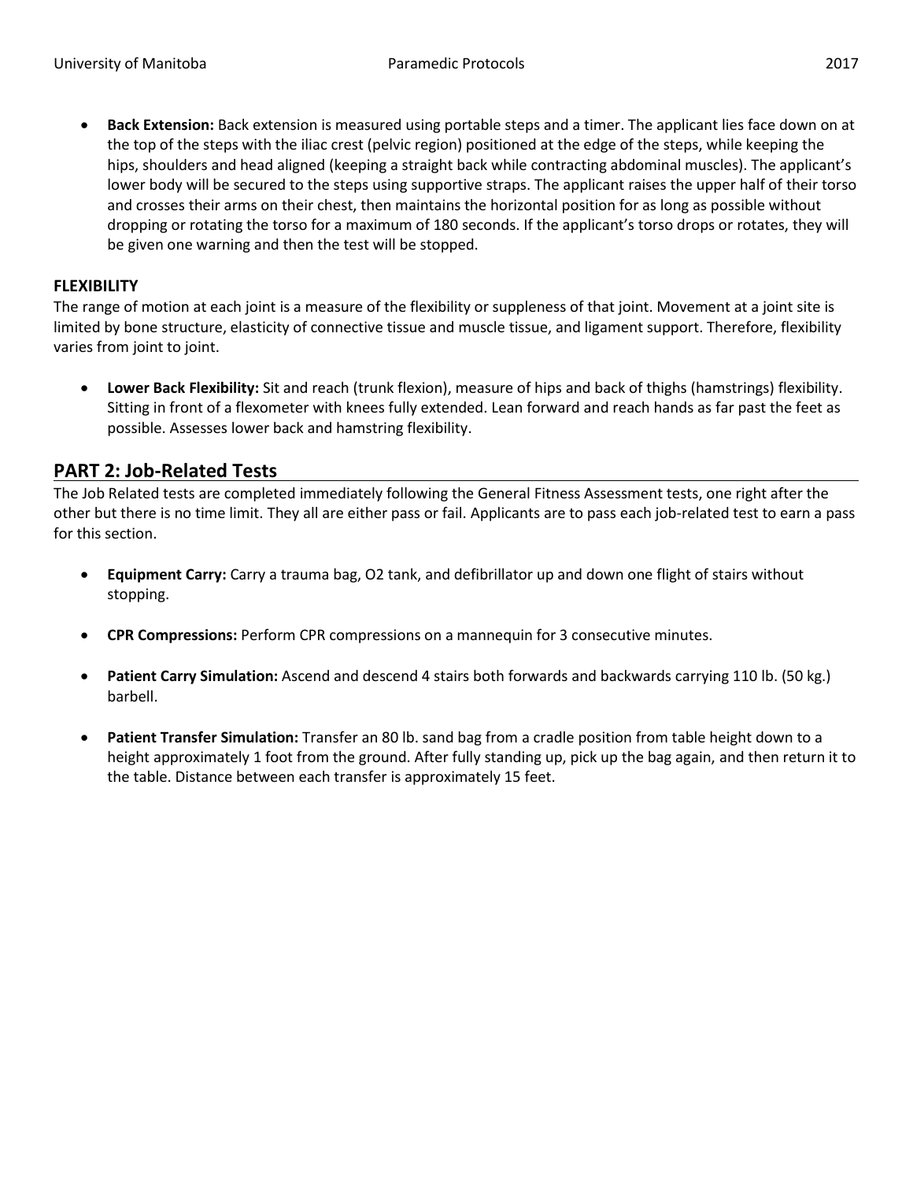- **Back Extension:** Back extension is measured using portable steps and a timer. The applicant lies face down on at the top of the steps with the iliac crest (pelvic region) positioned at the edge of the steps, while keeping the hips, shoulders and head aligned (keeping a straight back while contracting abdominal muscles). The applicant's lower body will be secured to the steps using supportive straps. The applicant raises the upper half of their torso and crosses their arms on their chest, then maintains the horizontal position for as long as possible without dropping or rotating the torso for a maximum of 180 seconds. If the applicant's torso drops or rotates, they will be given one warning and then the test will be stopped.

**FLEXIBILITY**

The range of motion at each joint is a measure of the flexibility or suppleness of that joint. Movement at a joint site is limited by bone structure, elasticity of connective tissue and muscle tissue, and ligament support. Therefore, flexibility varies from joint to joint.

- **Lower Back Flexibility:** Sit and reach (trunk flexion), measure of hips and back of thighs (hamstrings) flexibility. Sitting in front of a flexometer with knees fully extended. Lean forward and reach hands as far past the feet as possible. Assesses lower back and hamstring flexibility.

## PART 2: Job-Related Tests

The Job Related tests are completed immediately following the General Fitness Assessment tests, one right after the other but there is no time limit. They all are either pass or fail. Applicants are to pass each job-related test to earn a pass for this section.

- **Equipment Carry:** Carry a trauma bag, O2 tank, and defibrillator up and down one flight of stairs without stopping.

- **CPR Compressions:** Perform CPR compressions on a mannequin for 3 consecutive minutes.

- **Patient Carry Simulation:** Ascend and descend 4 stairs both forwards and backwards carrying 110 lb. (50 kg.) barbell.

- **Patient Transfer Simulation:** Transfer an 80 lb. sand bag from a cradle position from table height down to a height approximately 1 foot from the ground. After fully standing up, pick up the bag again, and then return it to the table. Distance between each transfer is approximately 15 feet.